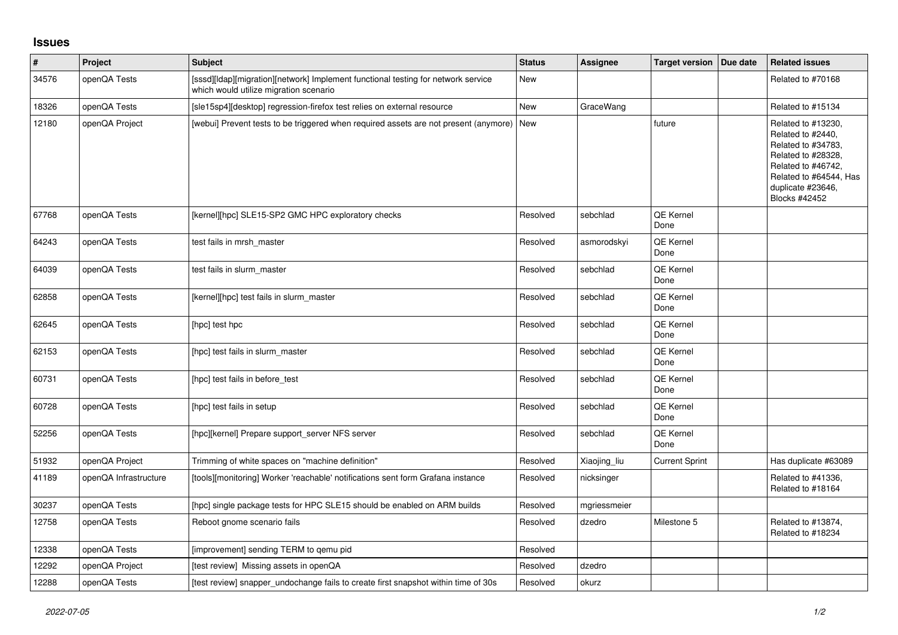## Issues

| # | Project | Subject | Status | Assignee | Target version | Due date | Related issues |
|---|---|---|---|---|---|---|---|
| 34576 | openQA Tests | [sssd][ldap][migration][network] Implement functional testing for network service which would utilize migration scenario | New | | | | Related to #70168 |
| 18326 | openQA Tests | [sle15sp4][desktop] regression-firefox test relies on external resource | New | GraceWang | | | Related to #15134 |
| 12180 | openQA Project | [webui] Prevent tests to be triggered when required assets are not present (anymore) | New | | future | | Related to #13230, Related to #2440, Related to #34783, Related to #28328, Related to #46742, Related to #64544, Has duplicate #23646, Blocks #42452 |
| 67768 | openQA Tests | [kernel][hpc] SLE15-SP2 GMC HPC exploratory checks | Resolved | sebchlad | QE Kernel Done | | |
| 64243 | openQA Tests | test fails in mrsh_master | Resolved | asmorodskyi | QE Kernel Done | | |
| 64039 | openQA Tests | test fails in slurm_master | Resolved | sebchlad | QE Kernel Done | | |
| 62858 | openQA Tests | [kernel][hpc] test fails in slurm_master | Resolved | sebchlad | QE Kernel Done | | |
| 62645 | openQA Tests | [hpc] test hpc | Resolved | sebchlad | QE Kernel Done | | |
| 62153 | openQA Tests | [hpc] test fails in slurm_master | Resolved | sebchlad | QE Kernel Done | | |
| 60731 | openQA Tests | [hpc] test fails in before_test | Resolved | sebchlad | QE Kernel Done | | |
| 60728 | openQA Tests | [hpc] test fails in setup | Resolved | sebchlad | QE Kernel Done | | |
| 52256 | openQA Tests | [hpc][kernel] Prepare support_server NFS server | Resolved | sebchlad | QE Kernel Done | | |
| 51932 | openQA Project | Trimming of white spaces on "machine definition" | Resolved | Xiaojing_liu | Current Sprint | | Has duplicate #63089 |
| 41189 | openQA Infrastructure | [tools][monitoring] Worker 'reachable' notifications sent form Grafana instance | Resolved | nicksinger | | | Related to #41336, Related to #18164 |
| 30237 | openQA Tests | [hpc] single package tests for HPC SLE15 should be enabled on ARM builds | Resolved | mgriessmeier | | | |
| 12758 | openQA Tests | Reboot gnome scenario fails | Resolved | dzedro | Milestone 5 | | Related to #13874, Related to #18234 |
| 12338 | openQA Tests | [improvement] sending TERM to qemu pid | Resolved | | | | |
| 12292 | openQA Project | [test review] Missing assets in openQA | Resolved | dzedro | | | |
| 12288 | openQA Tests | [test review] snapper_undochange fails to create first snapshot within time of 30s | Resolved | okurz | | | |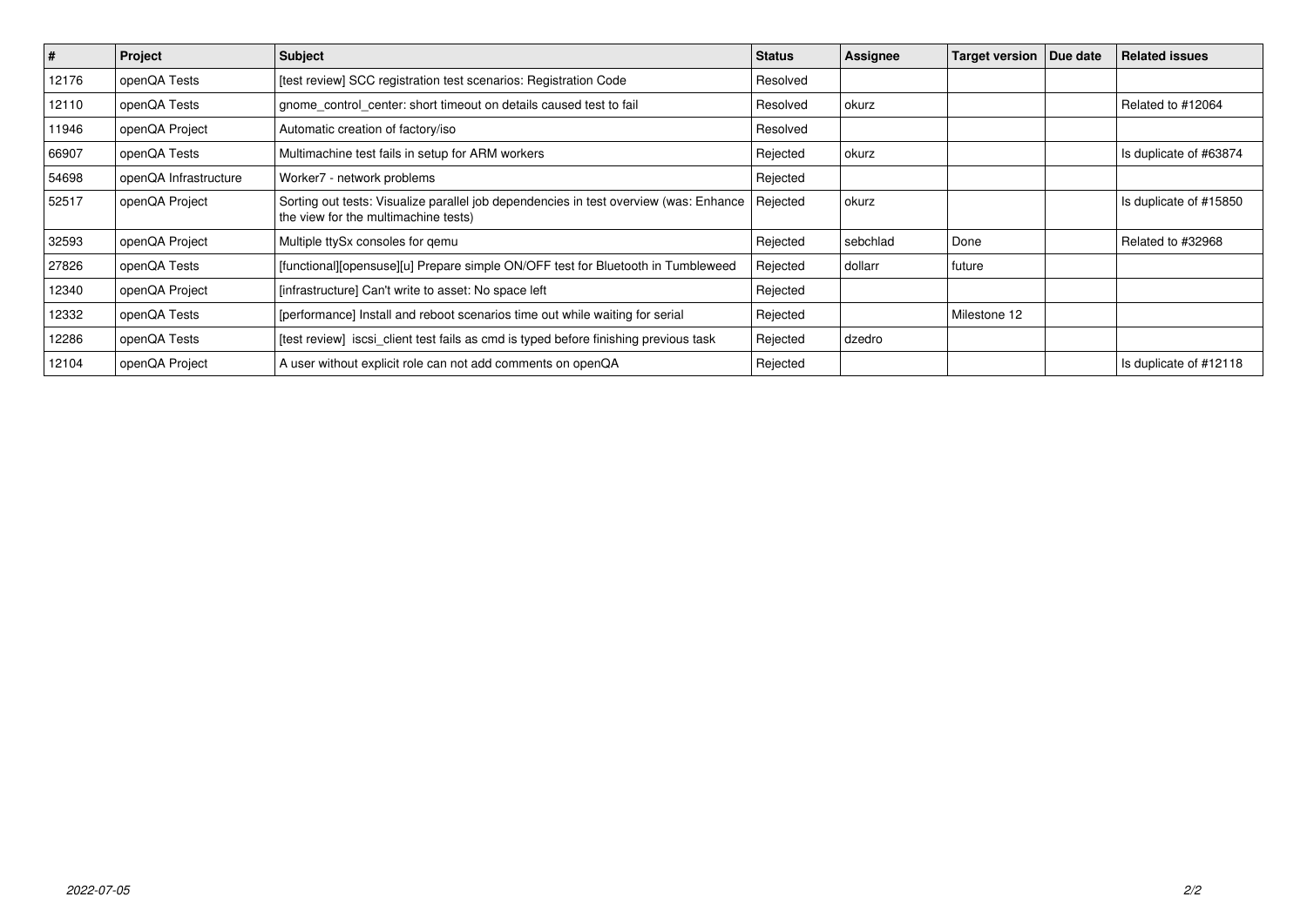| # | Project | Subject | Status | Assignee | Target version | Due date | Related issues |
|---|---|---|---|---|---|---|---|
| 12176 | openQA Tests | [test review] SCC registration test scenarios: Registration Code | Resolved | | | | |
| 12110 | openQA Tests | gnome_control_center: short timeout on details caused test to fail | Resolved | okurz | | | Related to #12064 |
| 11946 | openQA Project | Automatic creation of factory/iso | Resolved | | | | |
| 66907 | openQA Tests | Multimachine test fails in setup for ARM workers | Rejected | okurz | | | Is duplicate of #63874 |
| 54698 | openQA Infrastructure | Worker7 - network problems | Rejected | | | | |
| 52517 | openQA Project | Sorting out tests: Visualize parallel job dependencies in test overview (was: Enhance the view for the multimachine tests) | Rejected | okurz | | | Is duplicate of #15850 |
| 32593 | openQA Project | Multiple ttySx consoles for qemu | Rejected | sebchlad | Done | | Related to #32968 |
| 27826 | openQA Tests | [functional][opensuse][u] Prepare simple ON/OFF test for Bluetooth in Tumbleweed | Rejected | dollarr | future | | |
| 12340 | openQA Project | [infrastructure] Can't write to asset: No space left | Rejected | | | | |
| 12332 | openQA Tests | [performance] Install and reboot scenarios time out while waiting for serial | Rejected | | Milestone 12 | | |
| 12286 | openQA Tests | [test review] iscsi_client test fails as cmd is typed before finishing previous task | Rejected | dzedro | | | |
| 12104 | openQA Project | A user without explicit role can not add comments on openQA | Rejected | | | | Is duplicate of #12118 |

*2022-07-05*